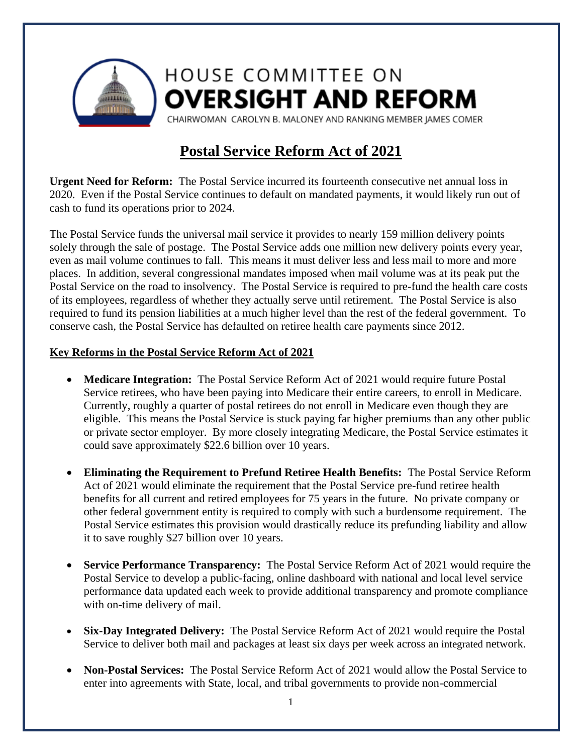HOUSE COMMITTEE ON
**OVERSIGHT AND REFORM**
CHAIRWOMAN CAROLYN B. MALONEY AND RANKING MEMBER JAMES COMER

# Postal Service Reform Act of 2021

**Urgent Need for Reform:** The Postal Service incurred its fourteenth consecutive net annual loss in 2020. Even if the Postal Service continues to default on mandated payments, it would likely run out of cash to fund its operations prior to 2024.

The Postal Service funds the universal mail service it provides to nearly 159 million delivery points solely through the sale of postage. The Postal Service adds one million new delivery points every year, even as mail volume continues to fall. This means it must deliver less and less mail to more and more places. In addition, several congressional mandates imposed when mail volume was at its peak put the Postal Service on the road to insolvency. The Postal Service is required to pre-fund the health care costs of its employees, regardless of whether they actually serve until retirement. The Postal Service is also required to fund its pension liabilities at a much higher level than the rest of the federal government. To conserve cash, the Postal Service has defaulted on retiree health care payments since 2012.

## Key Reforms in the Postal Service Reform Act of 2021

- **Medicare Integration:** The Postal Service Reform Act of 2021 would require future Postal Service retirees, who have been paying into Medicare their entire careers, to enroll in Medicare. Currently, roughly a quarter of postal retirees do not enroll in Medicare even though they are eligible. This means the Postal Service is stuck paying far higher premiums than any other public or private sector employer. By more closely integrating Medicare, the Postal Service estimates it could save approximately $22.6 billion over 10 years.

- **Eliminating the Requirement to Prefund Retiree Health Benefits:** The Postal Service Reform Act of 2021 would eliminate the requirement that the Postal Service pre-fund retiree health benefits for all current and retired employees for 75 years in the future. No private company or other federal government entity is required to comply with such a burdensome requirement. The Postal Service estimates this provision would drastically reduce its prefunding liability and allow it to save roughly $27 billion over 10 years.

- **Service Performance Transparency:** The Postal Service Reform Act of 2021 would require the Postal Service to develop a public-facing, online dashboard with national and local level service performance data updated each week to provide additional transparency and promote compliance with on-time delivery of mail.

- **Six-Day Integrated Delivery:** The Postal Service Reform Act of 2021 would require the Postal Service to deliver both mail and packages at least six days per week across an integrated network.

- **Non-Postal Services:** The Postal Service Reform Act of 2021 would allow the Postal Service to enter into agreements with State, local, and tribal governments to provide non-commercial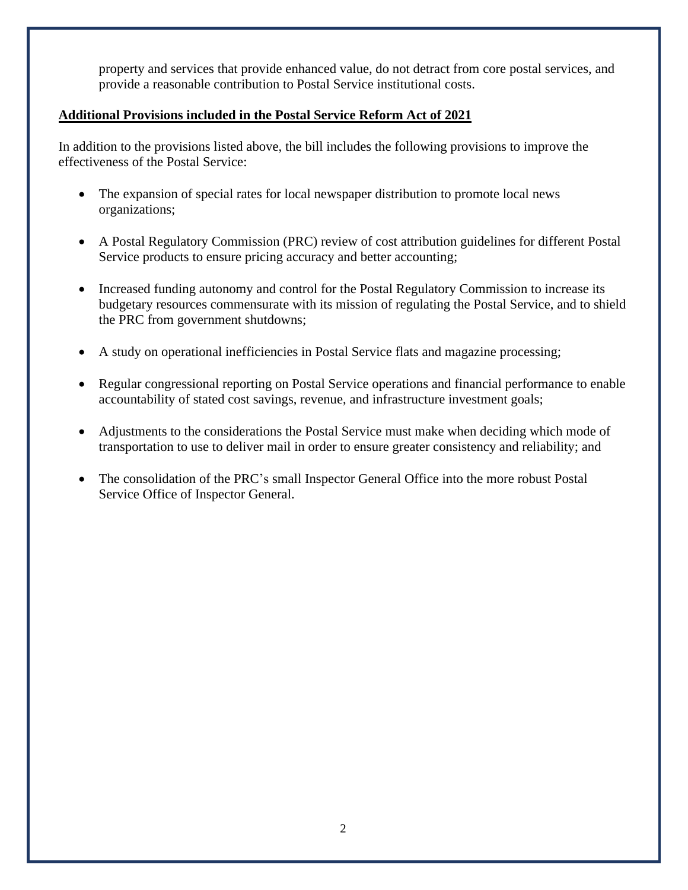property and services that provide enhanced value, do not detract from core postal services, and provide a reasonable contribution to Postal Service institutional costs.

**Additional Provisions included in the Postal Service Reform Act of 2021**

In addition to the provisions listed above, the bill includes the following provisions to improve the effectiveness of the Postal Service:

- The expansion of special rates for local newspaper distribution to promote local news organizations;
- A Postal Regulatory Commission (PRC) review of cost attribution guidelines for different Postal Service products to ensure pricing accuracy and better accounting;
- Increased funding autonomy and control for the Postal Regulatory Commission to increase its budgetary resources commensurate with its mission of regulating the Postal Service, and to shield the PRC from government shutdowns;
- A study on operational inefficiencies in Postal Service flats and magazine processing;
- Regular congressional reporting on Postal Service operations and financial performance to enable accountability of stated cost savings, revenue, and infrastructure investment goals;
- Adjustments to the considerations the Postal Service must make when deciding which mode of transportation to use to deliver mail in order to ensure greater consistency and reliability; and
- The consolidation of the PRC's small Inspector General Office into the more robust Postal Service Office of Inspector General.